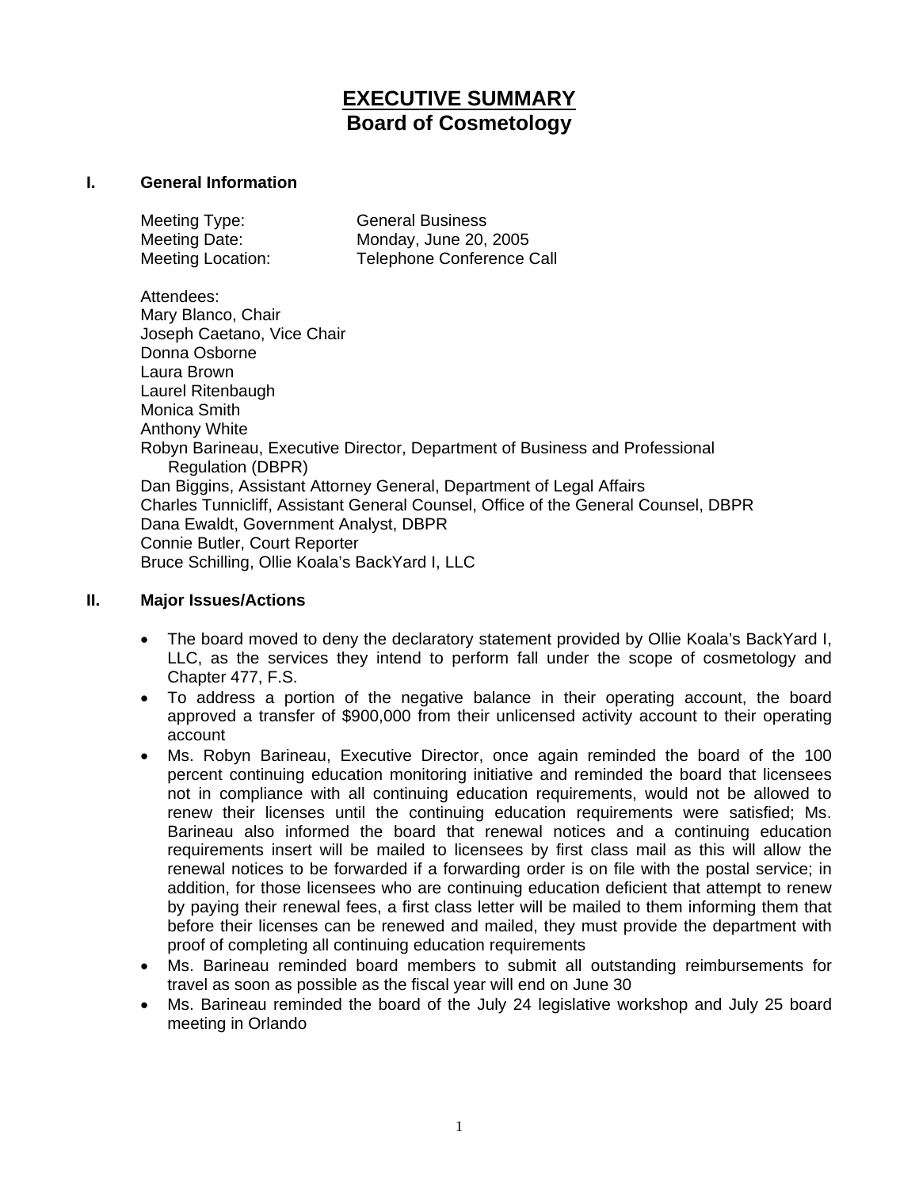# EXECUTIVE SUMMARY
## Board of Cosmetology

### I. General Information

Meeting Type: General Business
Meeting Date: Monday, June 20, 2005
Meeting Location: Telephone Conference Call

Attendees:
Mary Blanco, Chair
Joseph Caetano, Vice Chair
Donna Osborne
Laura Brown
Laurel Ritenbaugh
Monica Smith
Anthony White
Robyn Barineau, Executive Director, Department of Business and Professional Regulation (DBPR)
Dan Biggins, Assistant Attorney General, Department of Legal Affairs
Charles Tunnicliff, Assistant General Counsel, Office of the General Counsel, DBPR
Dana Ewaldt, Government Analyst, DBPR
Connie Butler, Court Reporter
Bruce Schilling, Ollie Koala's BackYard I, LLC

### II. Major Issues/Actions

- The board moved to deny the declaratory statement provided by Ollie Koala's BackYard I, LLC, as the services they intend to perform fall under the scope of cosmetology and Chapter 477, F.S.
- To address a portion of the negative balance in their operating account, the board approved a transfer of $900,000 from their unlicensed activity account to their operating account
- Ms. Robyn Barineau, Executive Director, once again reminded the board of the 100 percent continuing education monitoring initiative and reminded the board that licensees not in compliance with all continuing education requirements, would not be allowed to renew their licenses until the continuing education requirements were satisfied; Ms. Barineau also informed the board that renewal notices and a continuing education requirements insert will be mailed to licensees by first class mail as this will allow the renewal notices to be forwarded if a forwarding order is on file with the postal service; in addition, for those licensees who are continuing education deficient that attempt to renew by paying their renewal fees, a first class letter will be mailed to them informing them that before their licenses can be renewed and mailed, they must provide the department with proof of completing all continuing education requirements
- Ms. Barineau reminded board members to submit all outstanding reimbursements for travel as soon as possible as the fiscal year will end on June 30
- Ms. Barineau reminded the board of the July 24 legislative workshop and July 25 board meeting in Orlando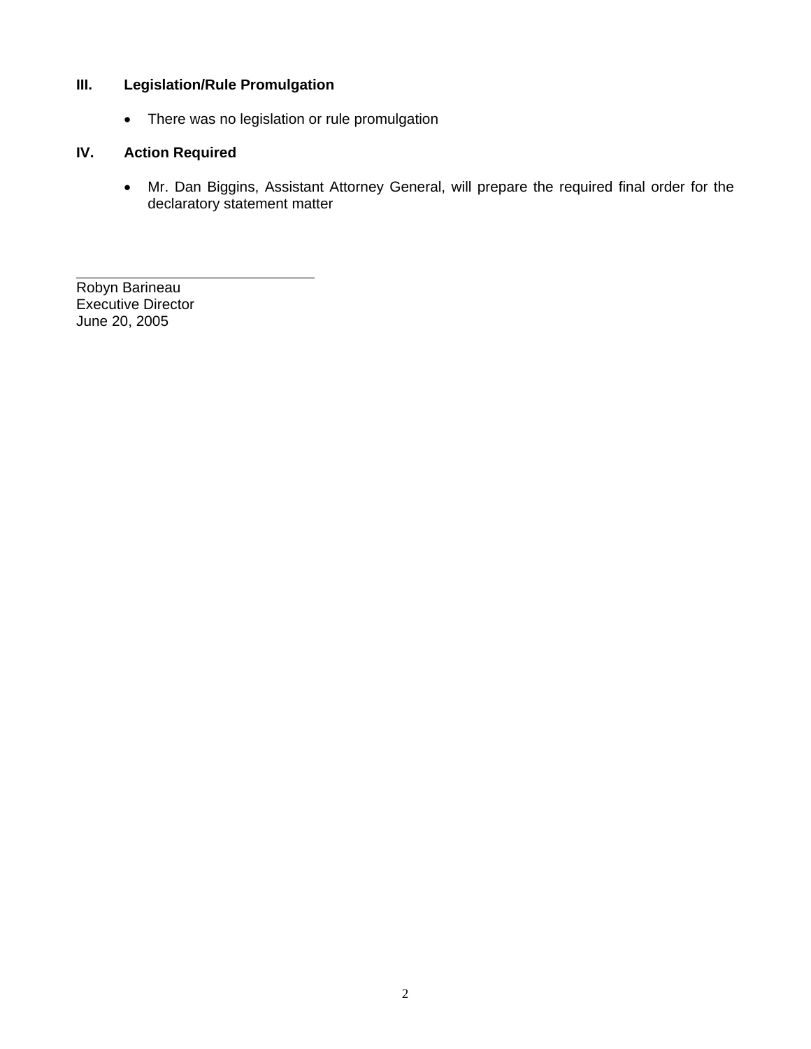## III. Legislation/Rule Promulgation

- There was no legislation or rule promulgation

## IV. Action Required

- Mr. Dan Biggins, Assistant Attorney General, will prepare the required final order for the declaratory statement matter

\_\_\_\_\_\_\_\_\_\_\_\_\_\_\_\_\_\_\_\_\_\_\_\_\_\_\_\_\_\_

Robyn Barineau
Executive Director
June 20, 2005